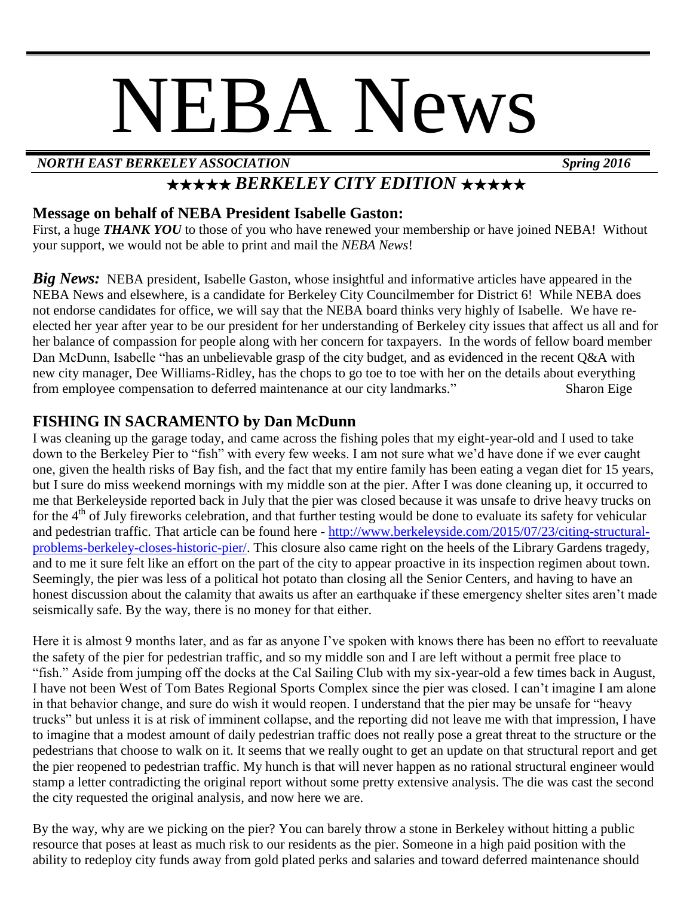# NEBA News

***NORTH EAST BERKELEY ASSOCIATION*** ***Spring 2016***

## ★★★★★ *BERKELEY CITY EDITION* ★★★★★

### Message on behalf of NEBA President Isabelle Gaston:

First, a huge ***THANK YOU*** to those of you who have renewed your membership or have joined NEBA! Without your support, we would not be able to print and mail the *NEBA News*!

***Big News:*** NEBA president, Isabelle Gaston, whose insightful and informative articles have appeared in the NEBA News and elsewhere, is a candidate for Berkeley City Councilmember for District 6! While NEBA does not endorse candidates for office, we will say that the NEBA board thinks very highly of Isabelle. We have re-elected her year after year to be our president for her understanding of Berkeley city issues that affect us all and for her balance of compassion for people along with her concern for taxpayers. In the words of fellow board member Dan McDunn, Isabelle "has an unbelievable grasp of the city budget, and as evidenced in the recent Q&A with new city manager, Dee Williams-Ridley, has the chops to go toe to toe with her on the details about everything from employee compensation to deferred maintenance at our city landmarks." Sharon Eige

### FISHING IN SACRAMENTO by Dan McDunn

I was cleaning up the garage today, and came across the fishing poles that my eight-year-old and I used to take down to the Berkeley Pier to "fish" with every few weeks. I am not sure what we'd have done if we ever caught one, given the health risks of Bay fish, and the fact that my entire family has been eating a vegan diet for 15 years, but I sure do miss weekend mornings with my middle son at the pier. After I was done cleaning up, it occurred to me that Berkeleyside reported back in July that the pier was closed because it was unsafe to drive heavy trucks on for the 4th of July fireworks celebration, and that further testing would be done to evaluate its safety for vehicular and pedestrian traffic. That article can be found here - http://www.berkeleyside.com/2015/07/23/citing-structural-problems-berkeley-closes-historic-pier/. This closure also came right on the heels of the Library Gardens tragedy, and to me it sure felt like an effort on the part of the city to appear proactive in its inspection regimen about town. Seemingly, the pier was less of a political hot potato than closing all the Senior Centers, and having to have an honest discussion about the calamity that awaits us after an earthquake if these emergency shelter sites aren't made seismically safe. By the way, there is no money for that either.

Here it is almost 9 months later, and as far as anyone I've spoken with knows there has been no effort to reevaluate the safety of the pier for pedestrian traffic, and so my middle son and I are left without a permit free place to "fish." Aside from jumping off the docks at the Cal Sailing Club with my six-year-old a few times back in August, I have not been West of Tom Bates Regional Sports Complex since the pier was closed. I can't imagine I am alone in that behavior change, and sure do wish it would reopen. I understand that the pier may be unsafe for "heavy trucks" but unless it is at risk of imminent collapse, and the reporting did not leave me with that impression, I have to imagine that a modest amount of daily pedestrian traffic does not really pose a great threat to the structure or the pedestrians that choose to walk on it. It seems that we really ought to get an update on that structural report and get the pier reopened to pedestrian traffic. My hunch is that will never happen as no rational structural engineer would stamp a letter contradicting the original report without some pretty extensive analysis. The die was cast the second the city requested the original analysis, and now here we are.

By the way, why are we picking on the pier? You can barely throw a stone in Berkeley without hitting a public resource that poses at least as much risk to our residents as the pier. Someone in a high paid position with the ability to redeploy city funds away from gold plated perks and salaries and toward deferred maintenance should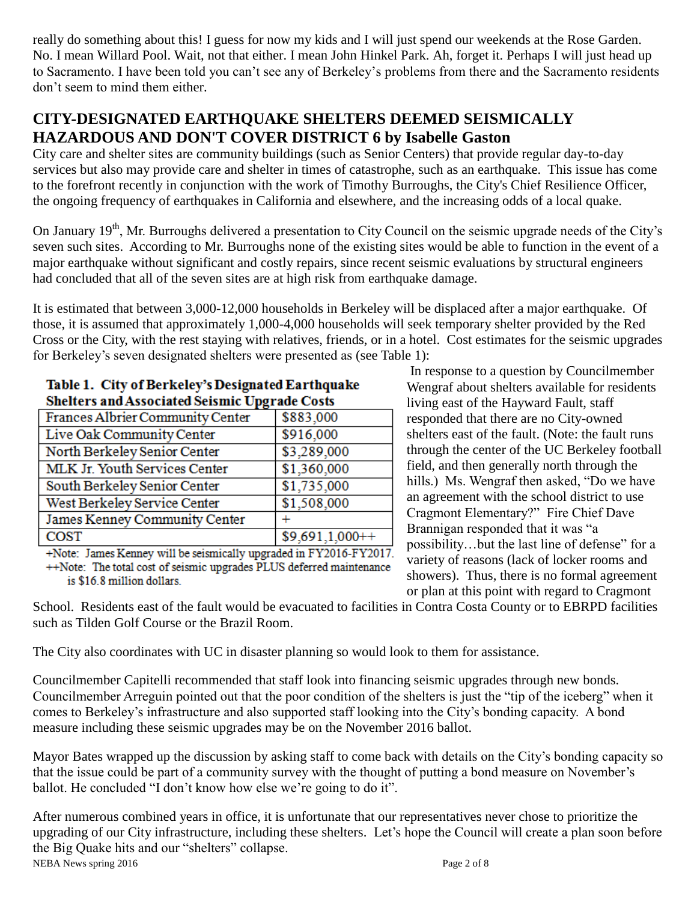really do something about this! I guess for now my kids and I will just spend our weekends at the Rose Garden. No. I mean Willard Pool. Wait, not that either. I mean John Hinkel Park. Ah, forget it. Perhaps I will just head up to Sacramento. I have been told you can't see any of Berkeley's problems from there and the Sacramento residents don't seem to mind them either.

## CITY-DESIGNATED EARTHQUAKE SHELTERS DEEMED SEISMICALLY HAZARDOUS AND DON'T COVER DISTRICT 6 by Isabelle Gaston

City care and shelter sites are community buildings (such as Senior Centers) that provide regular day-to-day services but also may provide care and shelter in times of catastrophe, such as an earthquake. This issue has come to the forefront recently in conjunction with the work of Timothy Burroughs, the City's Chief Resilience Officer, the ongoing frequency of earthquakes in California and elsewhere, and the increasing odds of a local quake.

On January 19th, Mr. Burroughs delivered a presentation to City Council on the seismic upgrade needs of the City's seven such sites. According to Mr. Burroughs none of the existing sites would be able to function in the event of a major earthquake without significant and costly repairs, since recent seismic evaluations by structural engineers had concluded that all of the seven sites are at high risk from earthquake damage.

It is estimated that between 3,000-12,000 households in Berkeley will be displaced after a major earthquake. Of those, it is assumed that approximately 1,000-4,000 households will seek temporary shelter provided by the Red Cross or the City, with the rest staying with relatives, friends, or in a hotel. Cost estimates for the seismic upgrades for Berkeley's seven designated shelters were presented as (see Table 1):

**Table 1. City of Berkeley's Designated Earthquake Shelters and Associated Seismic Upgrade Costs**

| Shelter | Cost |
|---|---|
| Frances Albrier Community Center | $883,000 |
| Live Oak Community Center | $916,000 |
| North Berkeley Senior Center | $3,289,000 |
| MLK Jr. Youth Services Center | $1,360,000 |
| South Berkeley Senior Center | $1,735,000 |
| West Berkeley Service Center | $1,508,000 |
| James Kenney Community Center | + |
| COST | $9,691,1,000++ |

+Note: James Kenney will be seismically upgraded in FY2016-FY2017.
++Note: The total cost of seismic upgrades PLUS deferred maintenance is $16.8 million dollars.

In response to a question by Councilmember Wengraf about shelters available for residents living east of the Hayward Fault, staff responded that there are no City-owned shelters east of the fault. (Note: the fault runs through the center of the UC Berkeley football field, and then generally north through the hills.) Ms. Wengraf then asked, "Do we have an agreement with the school district to use Cragmont Elementary?" Fire Chief Dave Brannigan responded that it was "a possibility…but the last line of defense" for a variety of reasons (lack of locker rooms and showers). Thus, there is no formal agreement or plan at this point with regard to Cragmont School. Residents east of the fault would be evacuated to facilities in Contra Costa County or to EBRPD facilities such as Tilden Golf Course or the Brazil Room.

The City also coordinates with UC in disaster planning so would look to them for assistance.

Councilmember Capitelli recommended that staff look into financing seismic upgrades through new bonds. Councilmember Arreguin pointed out that the poor condition of the shelters is just the "tip of the iceberg" when it comes to Berkeley's infrastructure and also supported staff looking into the City's bonding capacity. A bond measure including these seismic upgrades may be on the November 2016 ballot.

Mayor Bates wrapped up the discussion by asking staff to come back with details on the City's bonding capacity so that the issue could be part of a community survey with the thought of putting a bond measure on November's ballot. He concluded "I don't know how else we're going to do it".

After numerous combined years in office, it is unfortunate that our representatives never chose to prioritize the upgrading of our City infrastructure, including these shelters. Let's hope the Council will create a plan soon before the Big Quake hits and our "shelters" collapse.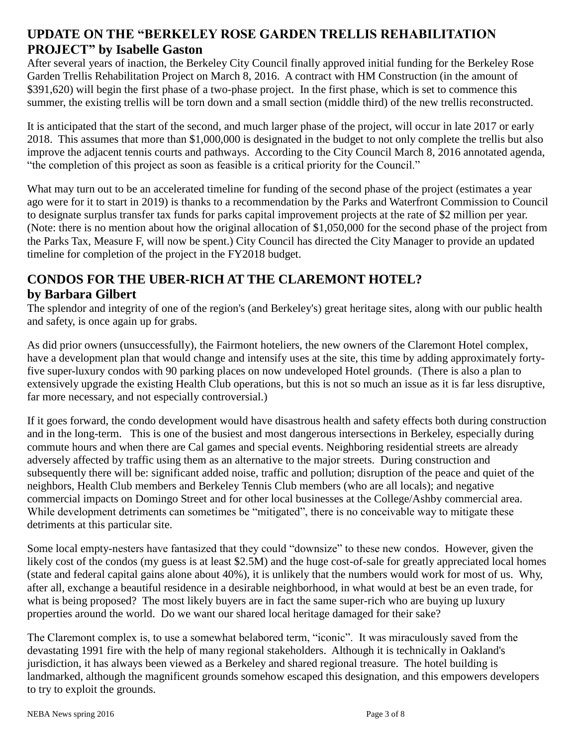## UPDATE ON THE "BERKELEY ROSE GARDEN TRELLIS REHABILITATION PROJECT" by Isabelle Gaston

After several years of inaction, the Berkeley City Council finally approved initial funding for the Berkeley Rose Garden Trellis Rehabilitation Project on March 8, 2016. A contract with HM Construction (in the amount of $391,620) will begin the first phase of a two-phase project. In the first phase, which is set to commence this summer, the existing trellis will be torn down and a small section (middle third) of the new trellis reconstructed.

It is anticipated that the start of the second, and much larger phase of the project, will occur in late 2017 or early 2018. This assumes that more than $1,000,000 is designated in the budget to not only complete the trellis but also improve the adjacent tennis courts and pathways. According to the City Council March 8, 2016 annotated agenda, "the completion of this project as soon as feasible is a critical priority for the Council."

What may turn out to be an accelerated timeline for funding of the second phase of the project (estimates a year ago were for it to start in 2019) is thanks to a recommendation by the Parks and Waterfront Commission to Council to designate surplus transfer tax funds for parks capital improvement projects at the rate of $2 million per year. (Note: there is no mention about how the original allocation of $1,050,000 for the second phase of the project from the Parks Tax, Measure F, will now be spent.) City Council has directed the City Manager to provide an updated timeline for completion of the project in the FY2018 budget.

## CONDOS FOR THE UBER-RICH AT THE CLAREMONT HOTEL? by Barbara Gilbert

The splendor and integrity of one of the region's (and Berkeley's) great heritage sites, along with our public health and safety, is once again up for grabs.

As did prior owners (unsuccessfully), the Fairmont hoteliers, the new owners of the Claremont Hotel complex, have a development plan that would change and intensify uses at the site, this time by adding approximately forty-five super-luxury condos with 90 parking places on now undeveloped Hotel grounds. (There is also a plan to extensively upgrade the existing Health Club operations, but this is not so much an issue as it is far less disruptive, far more necessary, and not especially controversial.)

If it goes forward, the condo development would have disastrous health and safety effects both during construction and in the long-term. This is one of the busiest and most dangerous intersections in Berkeley, especially during commute hours and when there are Cal games and special events. Neighboring residential streets are already adversely affected by traffic using them as an alternative to the major streets. During construction and subsequently there will be: significant added noise, traffic and pollution; disruption of the peace and quiet of the neighbors, Health Club members and Berkeley Tennis Club members (who are all locals); and negative commercial impacts on Domingo Street and for other local businesses at the College/Ashby commercial area. While development detriments can sometimes be "mitigated", there is no conceivable way to mitigate these detriments at this particular site.

Some local empty-nesters have fantasized that they could "downsize" to these new condos. However, given the likely cost of the condos (my guess is at least $2.5M) and the huge cost-of-sale for greatly appreciated local homes (state and federal capital gains alone about 40%), it is unlikely that the numbers would work for most of us. Why, after all, exchange a beautiful residence in a desirable neighborhood, in what would at best be an even trade, for what is being proposed? The most likely buyers are in fact the same super-rich who are buying up luxury properties around the world. Do we want our shared local heritage damaged for their sake?

The Claremont complex is, to use a somewhat belabored term, "iconic". It was miraculously saved from the devastating 1991 fire with the help of many regional stakeholders. Although it is technically in Oakland's jurisdiction, it has always been viewed as a Berkeley and shared regional treasure. The hotel building is landmarked, although the magnificent grounds somehow escaped this designation, and this empowers developers to try to exploit the grounds.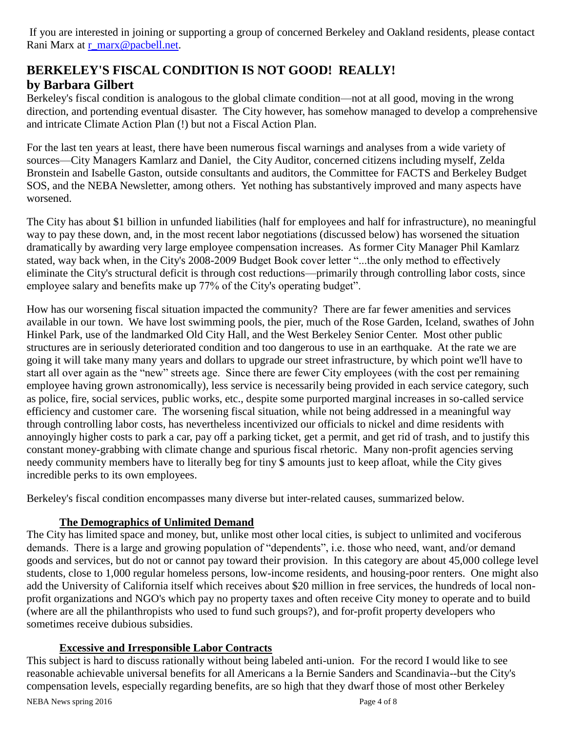If you are interested in joining or supporting a group of concerned Berkeley and Oakland residents, please contact Rani Marx at [r_marx@pacbell.net](mailto:r_marx@pacbell.net).

## BERKELEY'S FISCAL CONDITION IS NOT GOOD! REALLY!
## by Barbara Gilbert

Berkeley's fiscal condition is analogous to the global climate condition—not at all good, moving in the wrong direction, and portending eventual disaster. The City however, has somehow managed to develop a comprehensive and intricate Climate Action Plan (!) but not a Fiscal Action Plan.

For the last ten years at least, there have been numerous fiscal warnings and analyses from a wide variety of sources—City Managers Kamlarz and Daniel, the City Auditor, concerned citizens including myself, Zelda Bronstein and Isabelle Gaston, outside consultants and auditors, the Committee for FACTS and Berkeley Budget SOS, and the NEBA Newsletter, among others. Yet nothing has substantively improved and many aspects have worsened.

The City has about $1 billion in unfunded liabilities (half for employees and half for infrastructure), no meaningful way to pay these down, and, in the most recent labor negotiations (discussed below) has worsened the situation dramatically by awarding very large employee compensation increases. As former City Manager Phil Kamlarz stated, way back when, in the City's 2008-2009 Budget Book cover letter "...the only method to effectively eliminate the City's structural deficit is through cost reductions—primarily through controlling labor costs, since employee salary and benefits make up 77% of the City's operating budget".

How has our worsening fiscal situation impacted the community? There are far fewer amenities and services available in our town. We have lost swimming pools, the pier, much of the Rose Garden, Iceland, swathes of John Hinkel Park, use of the landmarked Old City Hall, and the West Berkeley Senior Center. Most other public structures are in seriously deteriorated condition and too dangerous to use in an earthquake. At the rate we are going it will take many many years and dollars to upgrade our street infrastructure, by which point we'll have to start all over again as the "new" streets age. Since there are fewer City employees (with the cost per remaining employee having grown astronomically), less service is necessarily being provided in each service category, such as police, fire, social services, public works, etc., despite some purported marginal increases in so-called service efficiency and customer care. The worsening fiscal situation, while not being addressed in a meaningful way through controlling labor costs, has nevertheless incentivized our officials to nickel and dime residents with annoyingly higher costs to park a car, pay off a parking ticket, get a permit, and get rid of trash, and to justify this constant money-grabbing with climate change and spurious fiscal rhetoric. Many non-profit agencies serving needy community members have to literally beg for tiny $ amounts just to keep afloat, while the City gives incredible perks to its own employees.

Berkeley's fiscal condition encompasses many diverse but inter-related causes, summarized below.

### The Demographics of Unlimited Demand

The City has limited space and money, but, unlike most other local cities, is subject to unlimited and vociferous demands. There is a large and growing population of "dependents", i.e. those who need, want, and/or demand goods and services, but do not or cannot pay toward their provision. In this category are about 45,000 college level students, close to 1,000 regular homeless persons, low-income residents, and housing-poor renters. One might also add the University of California itself which receives about $20 million in free services, the hundreds of local non-profit organizations and NGO's which pay no property taxes and often receive City money to operate and to build (where are all the philanthropists who used to fund such groups?), and for-profit property developers who sometimes receive dubious subsidies.

### Excessive and Irresponsible Labor Contracts

This subject is hard to discuss rationally without being labeled anti-union. For the record I would like to see reasonable achievable universal benefits for all Americans a la Bernie Sanders and Scandinavia--but the City's compensation levels, especially regarding benefits, are so high that they dwarf those of most other Berkeley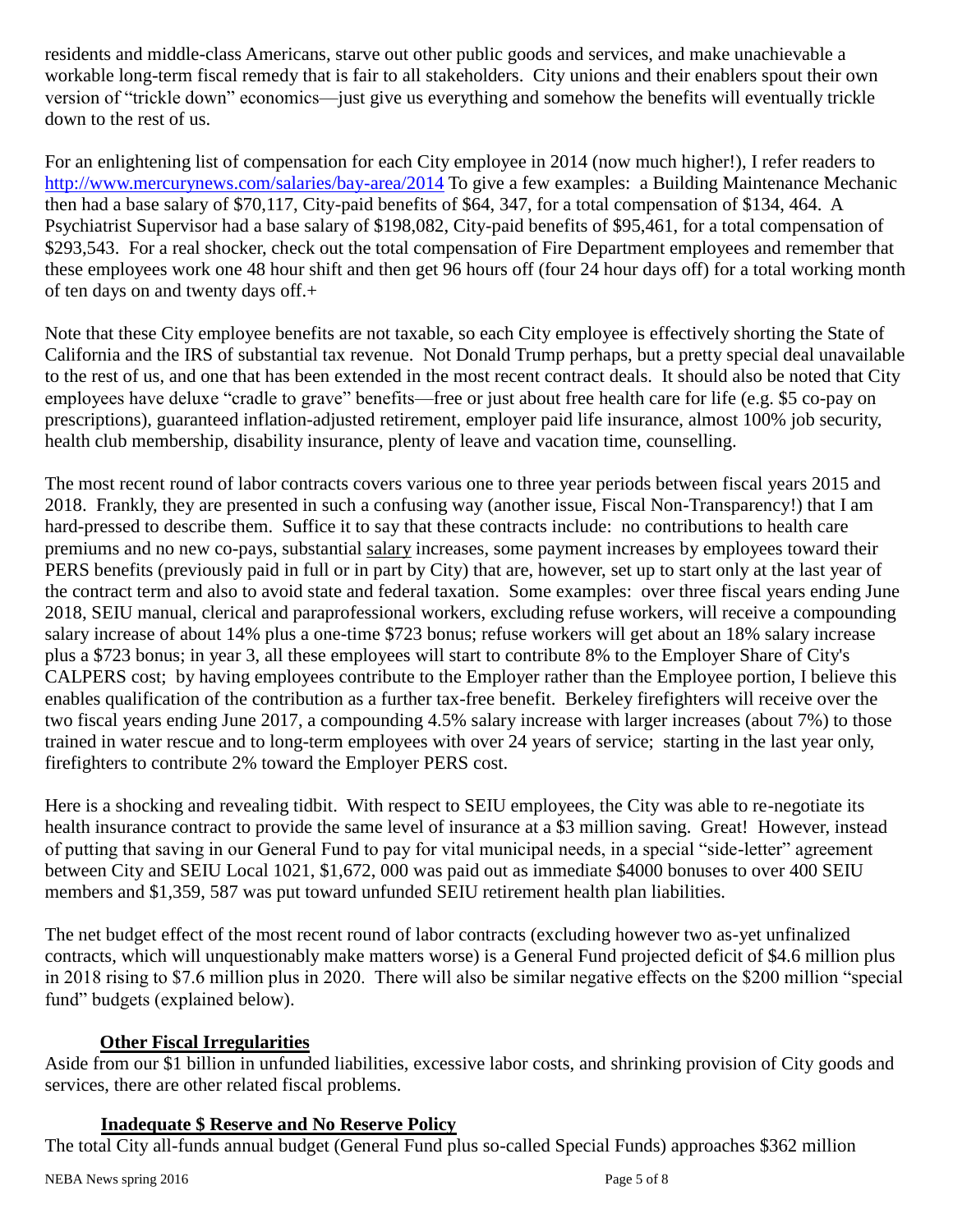residents and middle-class Americans, starve out other public goods and services, and make unachievable a workable long-term fiscal remedy that is fair to all stakeholders. City unions and their enablers spout their own version of "trickle down" economics—just give us everything and somehow the benefits will eventually trickle down to the rest of us.

For an enlightening list of compensation for each City employee in 2014 (now much higher!), I refer readers to http://www.mercurynews.com/salaries/bay-area/2014 To give a few examples: a Building Maintenance Mechanic then had a base salary of $70,117, City-paid benefits of $64, 347, for a total compensation of $134, 464. A Psychiatrist Supervisor had a base salary of $198,082, City-paid benefits of $95,461, for a total compensation of $293,543. For a real shocker, check out the total compensation of Fire Department employees and remember that these employees work one 48 hour shift and then get 96 hours off (four 24 hour days off) for a total working month of ten days on and twenty days off.+

Note that these City employee benefits are not taxable, so each City employee is effectively shorting the State of California and the IRS of substantial tax revenue. Not Donald Trump perhaps, but a pretty special deal unavailable to the rest of us, and one that has been extended in the most recent contract deals. It should also be noted that City employees have deluxe "cradle to grave" benefits—free or just about free health care for life (e.g. $5 co-pay on prescriptions), guaranteed inflation-adjusted retirement, employer paid life insurance, almost 100% job security, health club membership, disability insurance, plenty of leave and vacation time, counselling.

The most recent round of labor contracts covers various one to three year periods between fiscal years 2015 and 2018. Frankly, they are presented in such a confusing way (another issue, Fiscal Non-Transparency!) that I am hard-pressed to describe them. Suffice it to say that these contracts include: no contributions to health care premiums and no new co-pays, substantial <u>salary</u> increases, some payment increases by employees toward their PERS benefits (previously paid in full or in part by City) that are, however, set up to start only at the last year of the contract term and also to avoid state and federal taxation. Some examples: over three fiscal years ending June 2018, SEIU manual, clerical and paraprofessional workers, excluding refuse workers, will receive a compounding salary increase of about 14% plus a one-time $723 bonus; refuse workers will get about an 18% salary increase plus a $723 bonus; in year 3, all these employees will start to contribute 8% to the Employer Share of City's CALPERS cost; by having employees contribute to the Employer rather than the Employee portion, I believe this enables qualification of the contribution as a further tax-free benefit. Berkeley firefighters will receive over the two fiscal years ending June 2017, a compounding 4.5% salary increase with larger increases (about 7%) to those trained in water rescue and to long-term employees with over 24 years of service; starting in the last year only, firefighters to contribute 2% toward the Employer PERS cost.

Here is a shocking and revealing tidbit. With respect to SEIU employees, the City was able to re-negotiate its health insurance contract to provide the same level of insurance at a $3 million saving. Great! However, instead of putting that saving in our General Fund to pay for vital municipal needs, in a special "side-letter" agreement between City and SEIU Local 1021, $1,672, 000 was paid out as immediate $4000 bonuses to over 400 SEIU members and $1,359, 587 was put toward unfunded SEIU retirement health plan liabilities.

The net budget effect of the most recent round of labor contracts (excluding however two as-yet unfinalized contracts, which will unquestionably make matters worse) is a General Fund projected deficit of $4.6 million plus in 2018 rising to $7.6 million plus in 2020. There will also be similar negative effects on the $200 million "special fund" budgets (explained below).

## <u>Other Fiscal Irregularities</u>

Aside from our $1 billion in unfunded liabilities, excessive labor costs, and shrinking provision of City goods and services, there are other related fiscal problems.

### <u>Inadequate $ Reserve and No Reserve Policy</u>

The total City all-funds annual budget (General Fund plus so-called Special Funds) approaches $362 million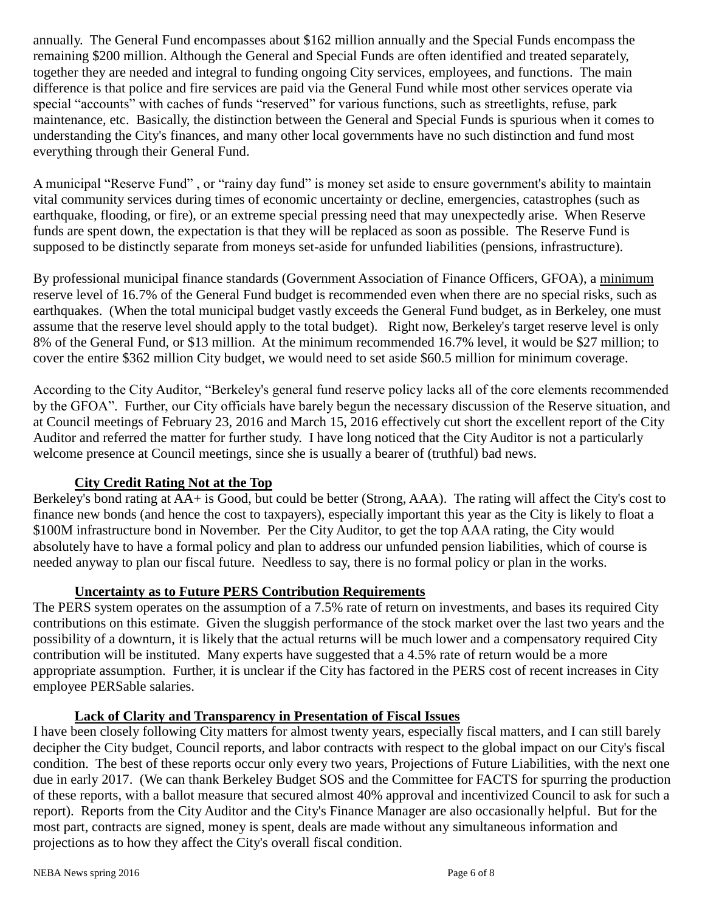annually. The General Fund encompasses about \$162 million annually and the Special Funds encompass the remaining \$200 million. Although the General and Special Funds are often identified and treated separately, together they are needed and integral to funding ongoing City services, employees, and functions. The main difference is that police and fire services are paid via the General Fund while most other services operate via special "accounts" with caches of funds "reserved" for various functions, such as streetlights, refuse, park maintenance, etc. Basically, the distinction between the General and Special Funds is spurious when it comes to understanding the City's finances, and many other local governments have no such distinction and fund most everything through their General Fund.

A municipal "Reserve Fund" , or "rainy day fund" is money set aside to ensure government's ability to maintain vital community services during times of economic uncertainty or decline, emergencies, catastrophes (such as earthquake, flooding, or fire), or an extreme special pressing need that may unexpectedly arise. When Reserve funds are spent down, the expectation is that they will be replaced as soon as possible. The Reserve Fund is supposed to be distinctly separate from moneys set-aside for unfunded liabilities (pensions, infrastructure).

By professional municipal finance standards (Government Association of Finance Officers, GFOA), a <u>minimum</u> reserve level of 16.7% of the General Fund budget is recommended even when there are no special risks, such as earthquakes. (When the total municipal budget vastly exceeds the General Fund budget, as in Berkeley, one must assume that the reserve level should apply to the total budget). Right now, Berkeley's target reserve level is only 8% of the General Fund, or \$13 million. At the minimum recommended 16.7% level, it would be \$27 million; to cover the entire \$362 million City budget, we would need to set aside \$60.5 million for minimum coverage.

According to the City Auditor, "Berkeley's general fund reserve policy lacks all of the core elements recommended by the GFOA". Further, our City officials have barely begun the necessary discussion of the Reserve situation, and at Council meetings of February 23, 2016 and March 15, 2016 effectively cut short the excellent report of the City Auditor and referred the matter for further study. I have long noticed that the City Auditor is not a particularly welcome presence at Council meetings, since she is usually a bearer of (truthful) bad news.

**<u>City Credit Rating Not at the Top</u>**

Berkeley's bond rating at AA+ is Good, but could be better (Strong, AAA). The rating will affect the City's cost to finance new bonds (and hence the cost to taxpayers), especially important this year as the City is likely to float a \$100M infrastructure bond in November. Per the City Auditor, to get the top AAA rating, the City would absolutely have to have a formal policy and plan to address our unfunded pension liabilities, which of course is needed anyway to plan our fiscal future. Needless to say, there is no formal policy or plan in the works.

**<u>Uncertainty as to Future PERS Contribution Requirements</u>**

The PERS system operates on the assumption of a 7.5% rate of return on investments, and bases its required City contributions on this estimate. Given the sluggish performance of the stock market over the last two years and the possibility of a downturn, it is likely that the actual returns will be much lower and a compensatory required City contribution will be instituted. Many experts have suggested that a 4.5% rate of return would be a more appropriate assumption. Further, it is unclear if the City has factored in the PERS cost of recent increases in City employee PERSable salaries.

**<u>Lack of Clarity and Transparency in Presentation of Fiscal Issues</u>**

I have been closely following City matters for almost twenty years, especially fiscal matters, and I can still barely decipher the City budget, Council reports, and labor contracts with respect to the global impact on our City's fiscal condition. The best of these reports occur only every two years, Projections of Future Liabilities, with the next one due in early 2017. (We can thank Berkeley Budget SOS and the Committee for FACTS for spurring the production of these reports, with a ballot measure that secured almost 40% approval and incentivized Council to ask for such a report). Reports from the City Auditor and the City's Finance Manager are also occasionally helpful. But for the most part, contracts are signed, money is spent, deals are made without any simultaneous information and projections as to how they affect the City's overall fiscal condition.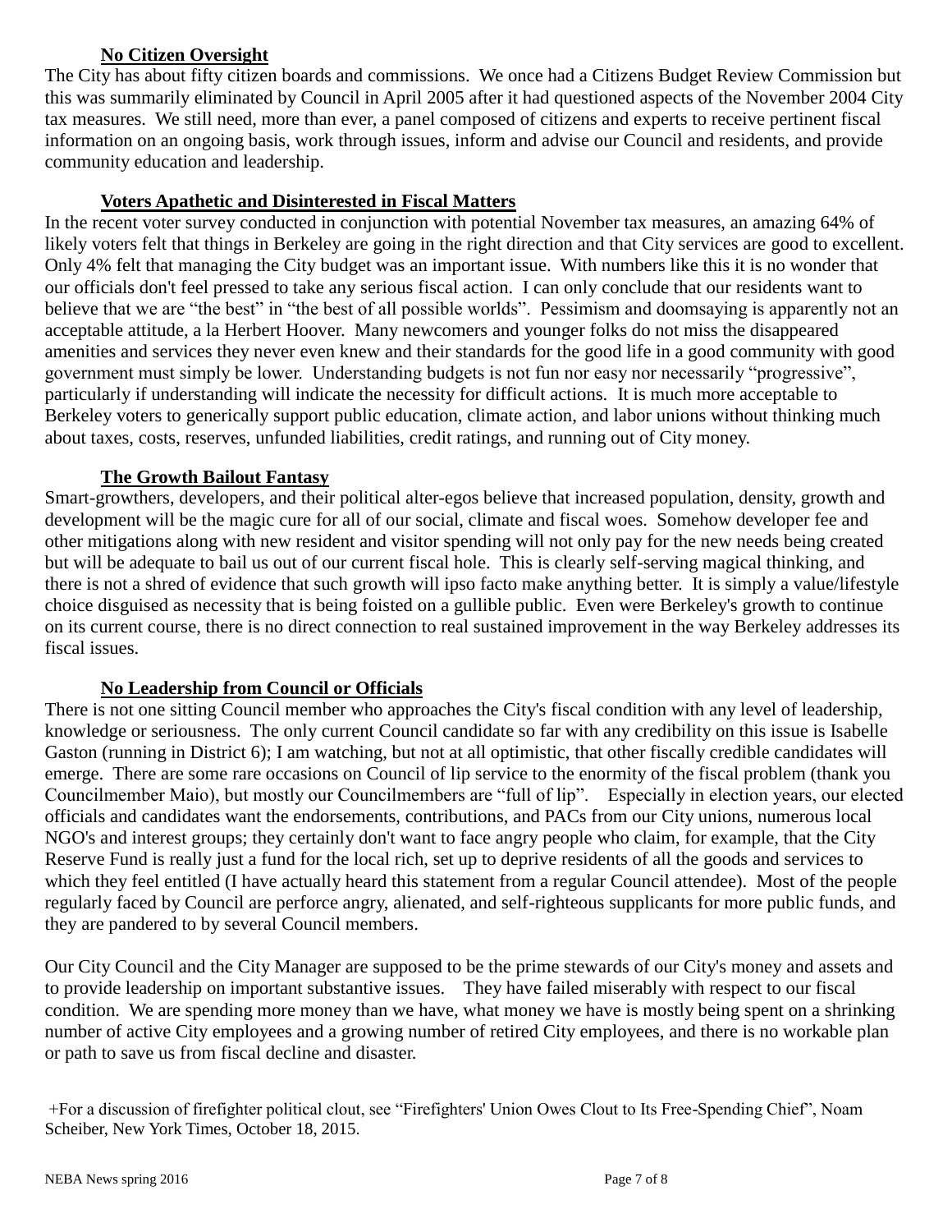### No Citizen Oversight

The City has about fifty citizen boards and commissions. We once had a Citizens Budget Review Commission but this was summarily eliminated by Council in April 2005 after it had questioned aspects of the November 2004 City tax measures. We still need, more than ever, a panel composed of citizens and experts to receive pertinent fiscal information on an ongoing basis, work through issues, inform and advise our Council and residents, and provide community education and leadership.

### Voters Apathetic and Disinterested in Fiscal Matters

In the recent voter survey conducted in conjunction with potential November tax measures, an amazing 64% of likely voters felt that things in Berkeley are going in the right direction and that City services are good to excellent. Only 4% felt that managing the City budget was an important issue. With numbers like this it is no wonder that our officials don't feel pressed to take any serious fiscal action. I can only conclude that our residents want to believe that we are "the best" in "the best of all possible worlds". Pessimism and doomsaying is apparently not an acceptable attitude, a la Herbert Hoover. Many newcomers and younger folks do not miss the disappeared amenities and services they never even knew and their standards for the good life in a good community with good government must simply be lower. Understanding budgets is not fun nor easy nor necessarily "progressive", particularly if understanding will indicate the necessity for difficult actions. It is much more acceptable to Berkeley voters to generically support public education, climate action, and labor unions without thinking much about taxes, costs, reserves, unfunded liabilities, credit ratings, and running out of City money.

### The Growth Bailout Fantasy

Smart-growthers, developers, and their political alter-egos believe that increased population, density, growth and development will be the magic cure for all of our social, climate and fiscal woes. Somehow developer fee and other mitigations along with new resident and visitor spending will not only pay for the new needs being created but will be adequate to bail us out of our current fiscal hole. This is clearly self-serving magical thinking, and there is not a shred of evidence that such growth will ipso facto make anything better. It is simply a value/lifestyle choice disguised as necessity that is being foisted on a gullible public. Even were Berkeley's growth to continue on its current course, there is no direct connection to real sustained improvement in the way Berkeley addresses its fiscal issues.

### No Leadership from Council or Officials

There is not one sitting Council member who approaches the City's fiscal condition with any level of leadership, knowledge or seriousness. The only current Council candidate so far with any credibility on this issue is Isabelle Gaston (running in District 6); I am watching, but not at all optimistic, that other fiscally credible candidates will emerge. There are some rare occasions on Council of lip service to the enormity of the fiscal problem (thank you Councilmember Maio), but mostly our Councilmembers are "full of lip". Especially in election years, our elected officials and candidates want the endorsements, contributions, and PACs from our City unions, numerous local NGO's and interest groups; they certainly don't want to face angry people who claim, for example, that the City Reserve Fund is really just a fund for the local rich, set up to deprive residents of all the goods and services to which they feel entitled (I have actually heard this statement from a regular Council attendee). Most of the people regularly faced by Council are perforce angry, alienated, and self-righteous supplicants for more public funds, and they are pandered to by several Council members.

Our City Council and the City Manager are supposed to be the prime stewards of our City's money and assets and to provide leadership on important substantive issues. They have failed miserably with respect to our fiscal condition. We are spending more money than we have, what money we have is mostly being spent on a shrinking number of active City employees and a growing number of retired City employees, and there is no workable plan or path to save us from fiscal decline and disaster.

+For a discussion of firefighter political clout, see "Firefighters' Union Owes Clout to Its Free-Spending Chief", Noam Scheiber, New York Times, October 18, 2015.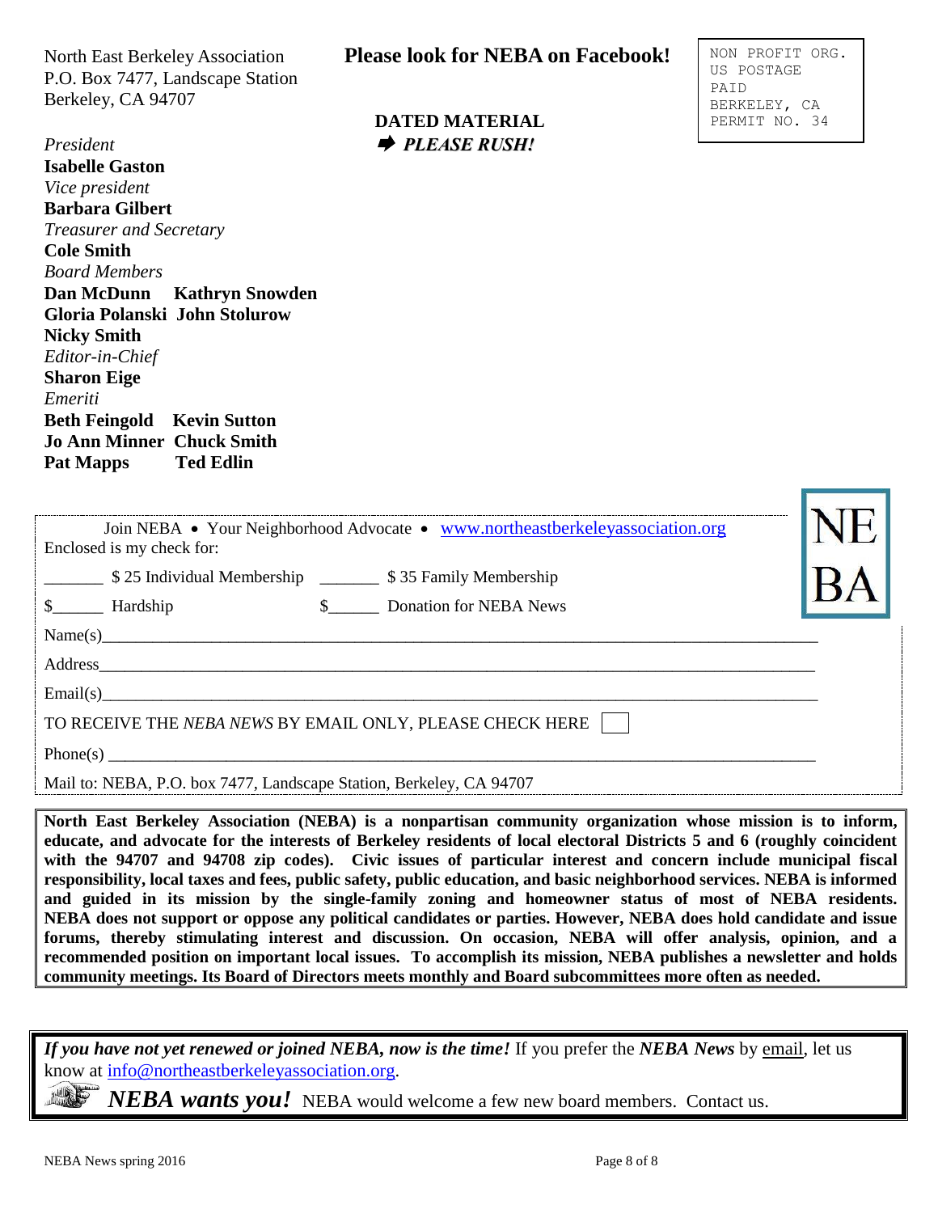North East Berkeley Association
P.O. Box 7477, Landscape Station
Berkeley, CA 94707

**Please look for NEBA on Facebook!**

NON PROFIT ORG.
US POSTAGE
PAID
BERKELEY, CA
PERMIT NO. 34

**DATED MATERIAL**
➡ ***PLEASE RUSH!***

*President*
**Isabelle Gaston**
*Vice president*
**Barbara Gilbert**
*Treasurer and Secretary*
**Cole Smith**
*Board Members*
**Dan McDunn Kathryn Snowden**
**Gloria Polanski John Stolurow**
**Nicky Smith**
*Editor-in-Chief*
**Sharon Eige**
*Emeriti*
**Beth Feingold Kevin Sutton**
**Jo Ann Minner Chuck Smith**
**Pat Mapps Ted Edlin**

NE
BA

Join NEBA • Your Neighborhood Advocate • www.northeastberkeleyassociation.org

Enclosed is my check for:

_______ $ 25 Individual Membership _______ $ 35 Family Membership

$______ Hardship $______ Donation for NEBA News

Name(s)________________________________________________

Address________________________________________________

Email(s)________________________________________________

TO RECEIVE THE *NEBA NEWS* BY EMAIL ONLY, PLEASE CHECK HERE ☐

Phone(s) ________________________________________________

Mail to: NEBA, P.O. box 7477, Landscape Station, Berkeley, CA 94707

**North East Berkeley Association (NEBA) is a nonpartisan community organization whose mission is to inform, educate, and advocate for the interests of Berkeley residents of local electoral Districts 5 and 6 (roughly coincident with the 94707 and 94708 zip codes). Civic issues of particular interest and concern include municipal fiscal responsibility, local taxes and fees, public safety, public education, and basic neighborhood services. NEBA is informed and guided in its mission by the single-family zoning and homeowner status of most of NEBA residents. NEBA does not support or oppose any political candidates or parties. However, NEBA does hold candidate and issue forums, thereby stimulating interest and discussion. On occasion, NEBA will offer analysis, opinion, and a recommended position on important local issues. To accomplish its mission, NEBA publishes a newsletter and holds community meetings. Its Board of Directors meets monthly and Board subcommittees more often as needed.**

***If you have not yet renewed or joined NEBA, now is the time!*** If you prefer the ***NEBA News*** by email, let us know at info@northeastberkeleyassociation.org.

***NEBA wants you!*** NEBA would welcome a few new board members. Contact us.

NEBA News spring 2016